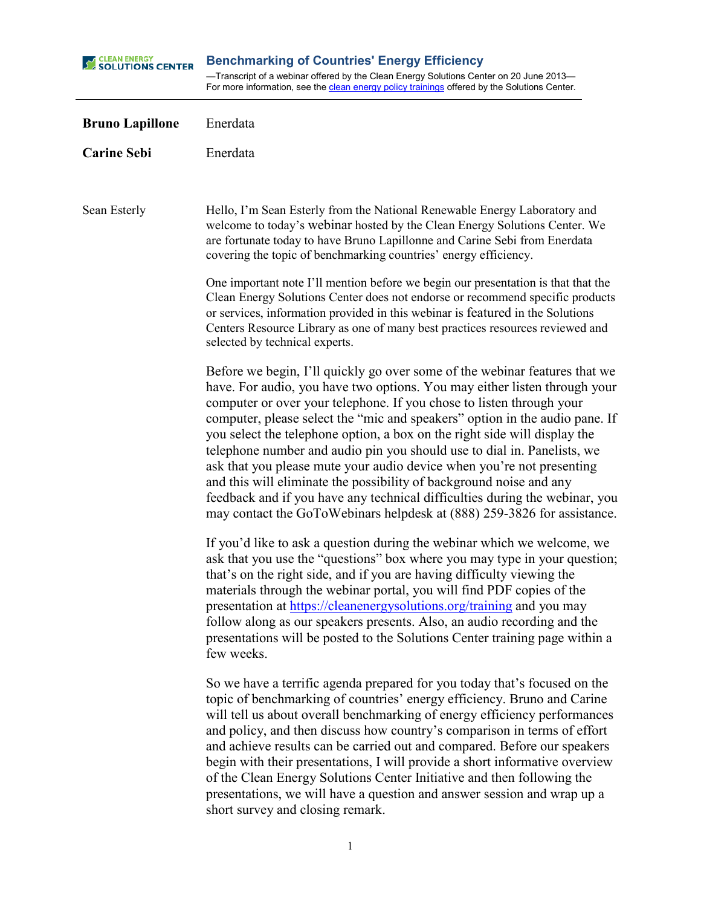# Benchmarking of Countries' Energy Efficiency

—Transcript of a webinar offered by the Clean Energy Solutions Center on 20 June 2013—
For more information, see the clean energy policy trainings offered by the Solutions Center.

| | |
|---|---|
| **Bruno Lapillone** | Enerdata |
| **Carine Sebi** | Enerdata |

Sean Esterly

Hello, I'm Sean Esterly from the National Renewable Energy Laboratory and welcome to today's webinar hosted by the Clean Energy Solutions Center. We are fortunate today to have Bruno Lapillonne and Carine Sebi from Enerdata covering the topic of benchmarking countries' energy efficiency.

One important note I'll mention before we begin our presentation is that that the Clean Energy Solutions Center does not endorse or recommend specific products or services, information provided in this webinar is featured in the Solutions Centers Resource Library as one of many best practices resources reviewed and selected by technical experts.

Before we begin, I'll quickly go over some of the webinar features that we have. For audio, you have two options. You may either listen through your computer or over your telephone. If you chose to listen through your computer, please select the "mic and speakers" option in the audio pane. If you select the telephone option, a box on the right side will display the telephone number and audio pin you should use to dial in. Panelists, we ask that you please mute your audio device when you're not presenting and this will eliminate the possibility of background noise and any feedback and if you have any technical difficulties during the webinar, you may contact the GoToWebinars helpdesk at (888) 259-3826 for assistance.

If you'd like to ask a question during the webinar which we welcome, we ask that you use the "questions" box where you may type in your question; that's on the right side, and if you are having difficulty viewing the materials through the webinar portal, you will find PDF copies of the presentation at https://cleanenergysolutions.org/training and you may follow along as our speakers presents. Also, an audio recording and the presentations will be posted to the Solutions Center training page within a few weeks.

So we have a terrific agenda prepared for you today that's focused on the topic of benchmarking of countries' energy efficiency. Bruno and Carine will tell us about overall benchmarking of energy efficiency performances and policy, and then discuss how country's comparison in terms of effort and achieve results can be carried out and compared. Before our speakers begin with their presentations, I will provide a short informative overview of the Clean Energy Solutions Center Initiative and then following the presentations, we will have a question and answer session and wrap up a short survey and closing remark.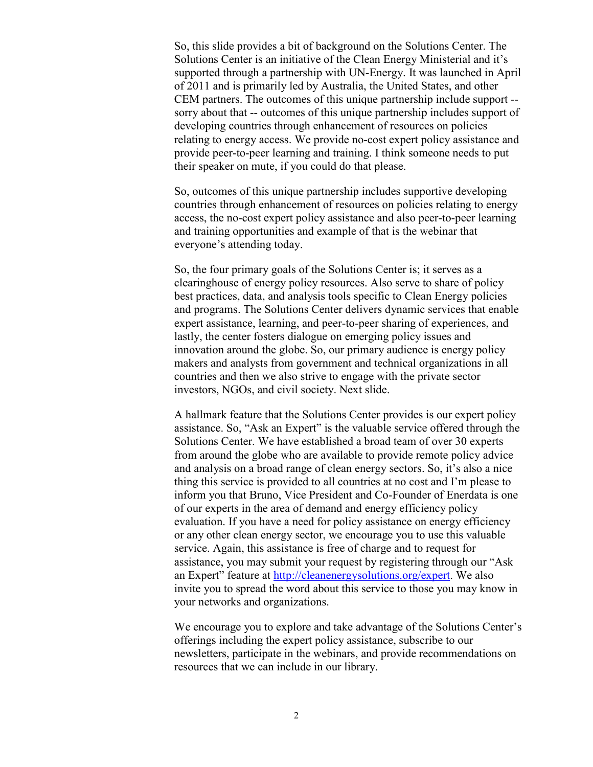So, this slide provides a bit of background on the Solutions Center. The Solutions Center is an initiative of the Clean Energy Ministerial and it's supported through a partnership with UN-Energy. It was launched in April of 2011 and is primarily led by Australia, the United States, and other CEM partners. The outcomes of this unique partnership include support -- sorry about that -- outcomes of this unique partnership includes support of developing countries through enhancement of resources on policies relating to energy access. We provide no-cost expert policy assistance and provide peer-to-peer learning and training. I think someone needs to put their speaker on mute, if you could do that please.

So, outcomes of this unique partnership includes supportive developing countries through enhancement of resources on policies relating to energy access, the no-cost expert policy assistance and also peer-to-peer learning and training opportunities and example of that is the webinar that everyone's attending today.

So, the four primary goals of the Solutions Center is; it serves as a clearinghouse of energy policy resources. Also serve to share of policy best practices, data, and analysis tools specific to Clean Energy policies and programs. The Solutions Center delivers dynamic services that enable expert assistance, learning, and peer-to-peer sharing of experiences, and lastly, the center fosters dialogue on emerging policy issues and innovation around the globe. So, our primary audience is energy policy makers and analysts from government and technical organizations in all countries and then we also strive to engage with the private sector investors, NGOs, and civil society. Next slide.

A hallmark feature that the Solutions Center provides is our expert policy assistance. So, "Ask an Expert" is the valuable service offered through the Solutions Center. We have established a broad team of over 30 experts from around the globe who are available to provide remote policy advice and analysis on a broad range of clean energy sectors. So, it's also a nice thing this service is provided to all countries at no cost and I'm please to inform you that Bruno, Vice President and Co-Founder of Enerdata is one of our experts in the area of demand and energy efficiency policy evaluation. If you have a need for policy assistance on energy efficiency or any other clean energy sector, we encourage you to use this valuable service. Again, this assistance is free of charge and to request for assistance, you may submit your request by registering through our "Ask an Expert" feature at http://cleanenergysolutions.org/expert. We also invite you to spread the word about this service to those you may know in your networks and organizations.

We encourage you to explore and take advantage of the Solutions Center's offerings including the expert policy assistance, subscribe to our newsletters, participate in the webinars, and provide recommendations on resources that we can include in our library.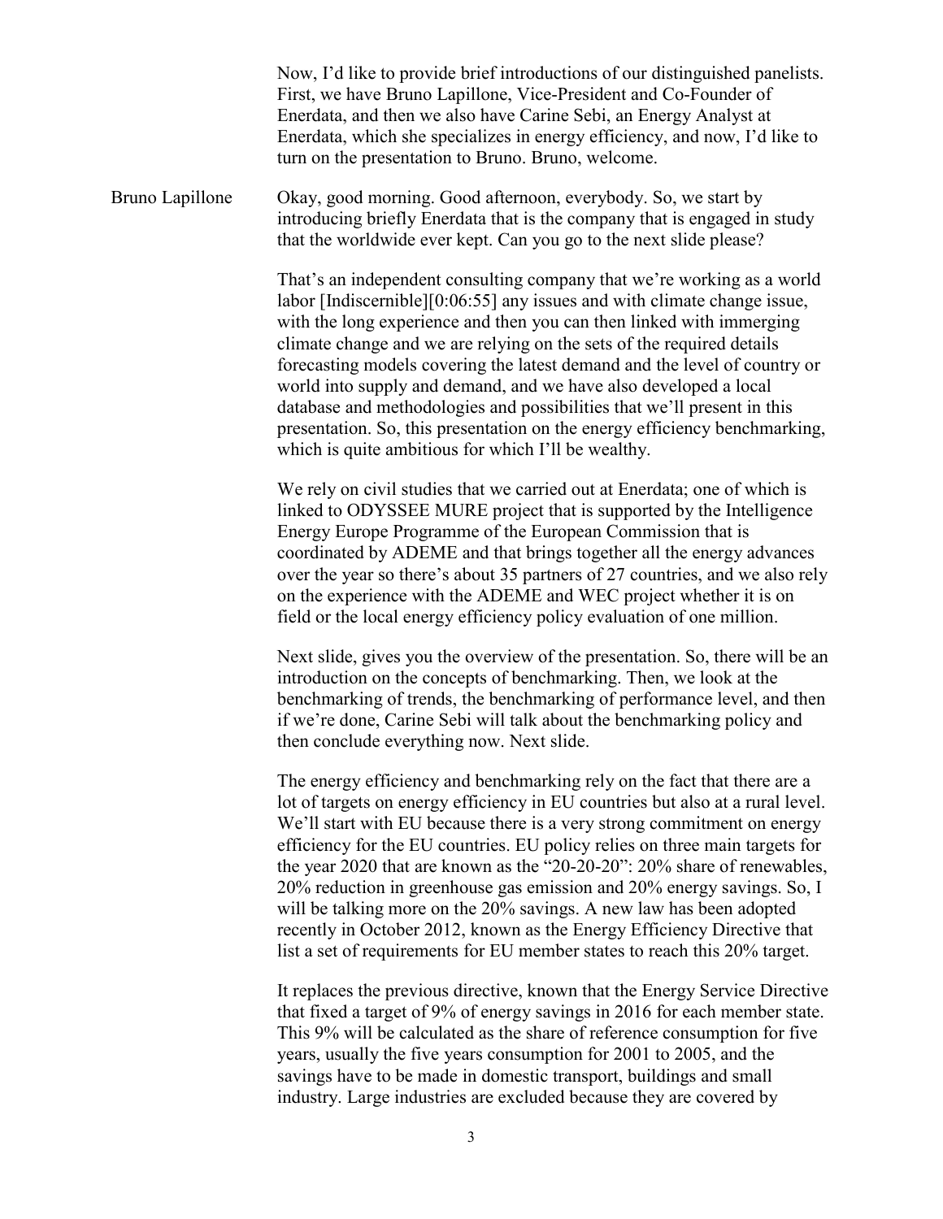Now, I'd like to provide brief introductions of our distinguished panelists. First, we have Bruno Lapillone, Vice-President and Co-Founder of Enerdata, and then we also have Carine Sebi, an Energy Analyst at Enerdata, which she specializes in energy efficiency, and now, I'd like to turn on the presentation to Bruno. Bruno, welcome.

Bruno Lapillone Okay, good morning. Good afternoon, everybody. So, we start by introducing briefly Enerdata that is the company that is engaged in study that the worldwide ever kept. Can you go to the next slide please?

That's an independent consulting company that we're working as a world labor [Indiscernible][0:06:55] any issues and with climate change issue, with the long experience and then you can then linked with immerging climate change and we are relying on the sets of the required details forecasting models covering the latest demand and the level of country or world into supply and demand, and we have also developed a local database and methodologies and possibilities that we'll present in this presentation. So, this presentation on the energy efficiency benchmarking, which is quite ambitious for which I'll be wealthy.

We rely on civil studies that we carried out at Enerdata; one of which is linked to ODYSSEE MURE project that is supported by the Intelligence Energy Europe Programme of the European Commission that is coordinated by ADEME and that brings together all the energy advances over the year so there's about 35 partners of 27 countries, and we also rely on the experience with the ADEME and WEC project whether it is on field or the local energy efficiency policy evaluation of one million.

Next slide, gives you the overview of the presentation. So, there will be an introduction on the concepts of benchmarking. Then, we look at the benchmarking of trends, the benchmarking of performance level, and then if we're done, Carine Sebi will talk about the benchmarking policy and then conclude everything now. Next slide.

The energy efficiency and benchmarking rely on the fact that there are a lot of targets on energy efficiency in EU countries but also at a rural level. We'll start with EU because there is a very strong commitment on energy efficiency for the EU countries. EU policy relies on three main targets for the year 2020 that are known as the "20-20-20": 20% share of renewables, 20% reduction in greenhouse gas emission and 20% energy savings. So, I will be talking more on the 20% savings. A new law has been adopted recently in October 2012, known as the Energy Efficiency Directive that list a set of requirements for EU member states to reach this 20% target.

It replaces the previous directive, known that the Energy Service Directive that fixed a target of 9% of energy savings in 2016 for each member state. This 9% will be calculated as the share of reference consumption for five years, usually the five years consumption for 2001 to 2005, and the savings have to be made in domestic transport, buildings and small industry. Large industries are excluded because they are covered by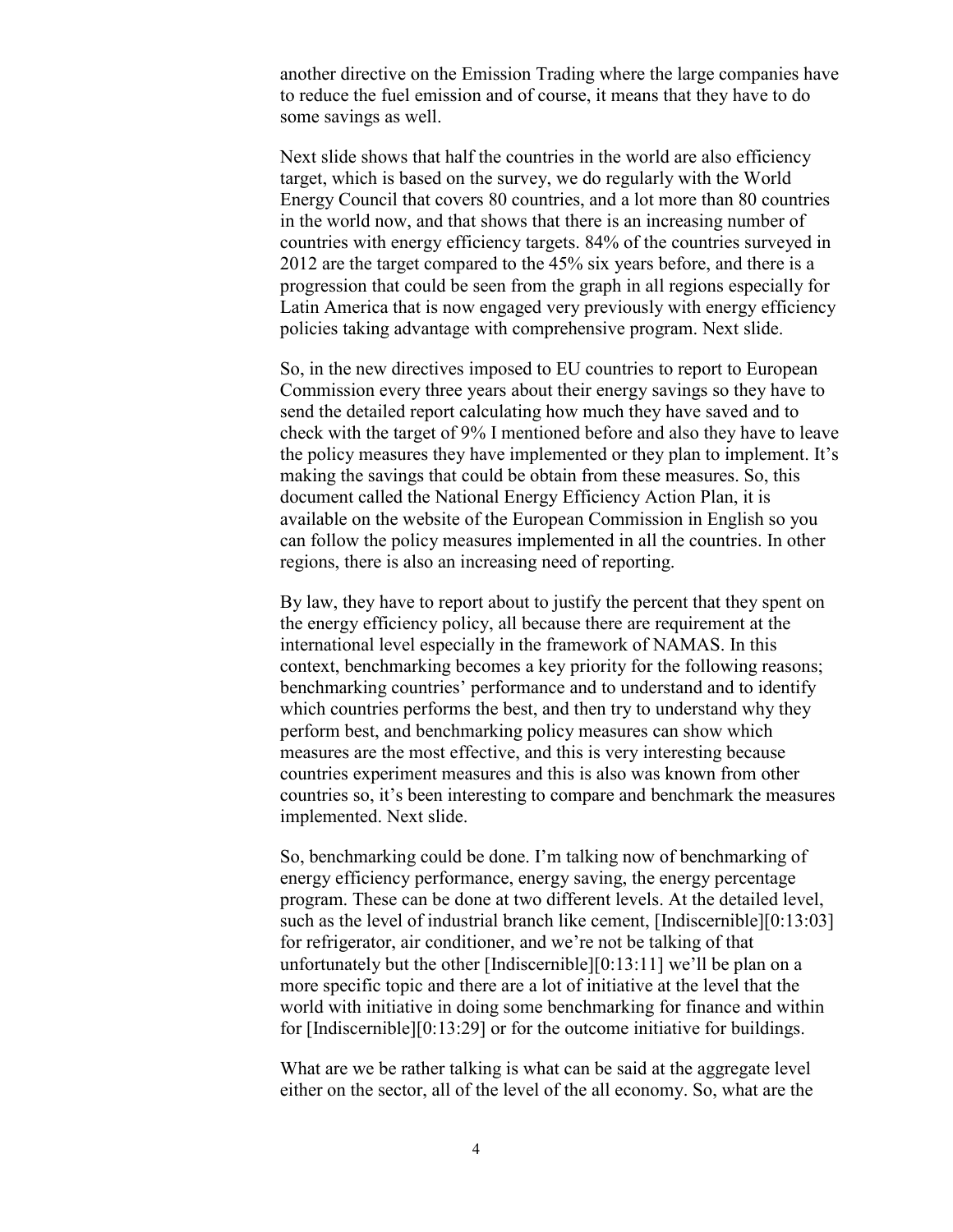another directive on the Emission Trading where the large companies have to reduce the fuel emission and of course, it means that they have to do some savings as well.

Next slide shows that half the countries in the world are also efficiency target, which is based on the survey, we do regularly with the World Energy Council that covers 80 countries, and a lot more than 80 countries in the world now, and that shows that there is an increasing number of countries with energy efficiency targets. 84% of the countries surveyed in 2012 are the target compared to the 45% six years before, and there is a progression that could be seen from the graph in all regions especially for Latin America that is now engaged very previously with energy efficiency policies taking advantage with comprehensive program. Next slide.

So, in the new directives imposed to EU countries to report to European Commission every three years about their energy savings so they have to send the detailed report calculating how much they have saved and to check with the target of 9% I mentioned before and also they have to leave the policy measures they have implemented or they plan to implement. It's making the savings that could be obtain from these measures. So, this document called the National Energy Efficiency Action Plan, it is available on the website of the European Commission in English so you can follow the policy measures implemented in all the countries. In other regions, there is also an increasing need of reporting.

By law, they have to report about to justify the percent that they spent on the energy efficiency policy, all because there are requirement at the international level especially in the framework of NAMAS. In this context, benchmarking becomes a key priority for the following reasons; benchmarking countries' performance and to understand and to identify which countries performs the best, and then try to understand why they perform best, and benchmarking policy measures can show which measures are the most effective, and this is very interesting because countries experiment measures and this is also was known from other countries so, it's been interesting to compare and benchmark the measures implemented. Next slide.

So, benchmarking could be done. I'm talking now of benchmarking of energy efficiency performance, energy saving, the energy percentage program. These can be done at two different levels. At the detailed level, such as the level of industrial branch like cement, [Indiscernible][0:13:03] for refrigerator, air conditioner, and we're not be talking of that unfortunately but the other [Indiscernible][0:13:11] we'll be plan on a more specific topic and there are a lot of initiative at the level that the world with initiative in doing some benchmarking for finance and within for [Indiscernible][0:13:29] or for the outcome initiative for buildings.

What are we be rather talking is what can be said at the aggregate level either on the sector, all of the level of the all economy. So, what are the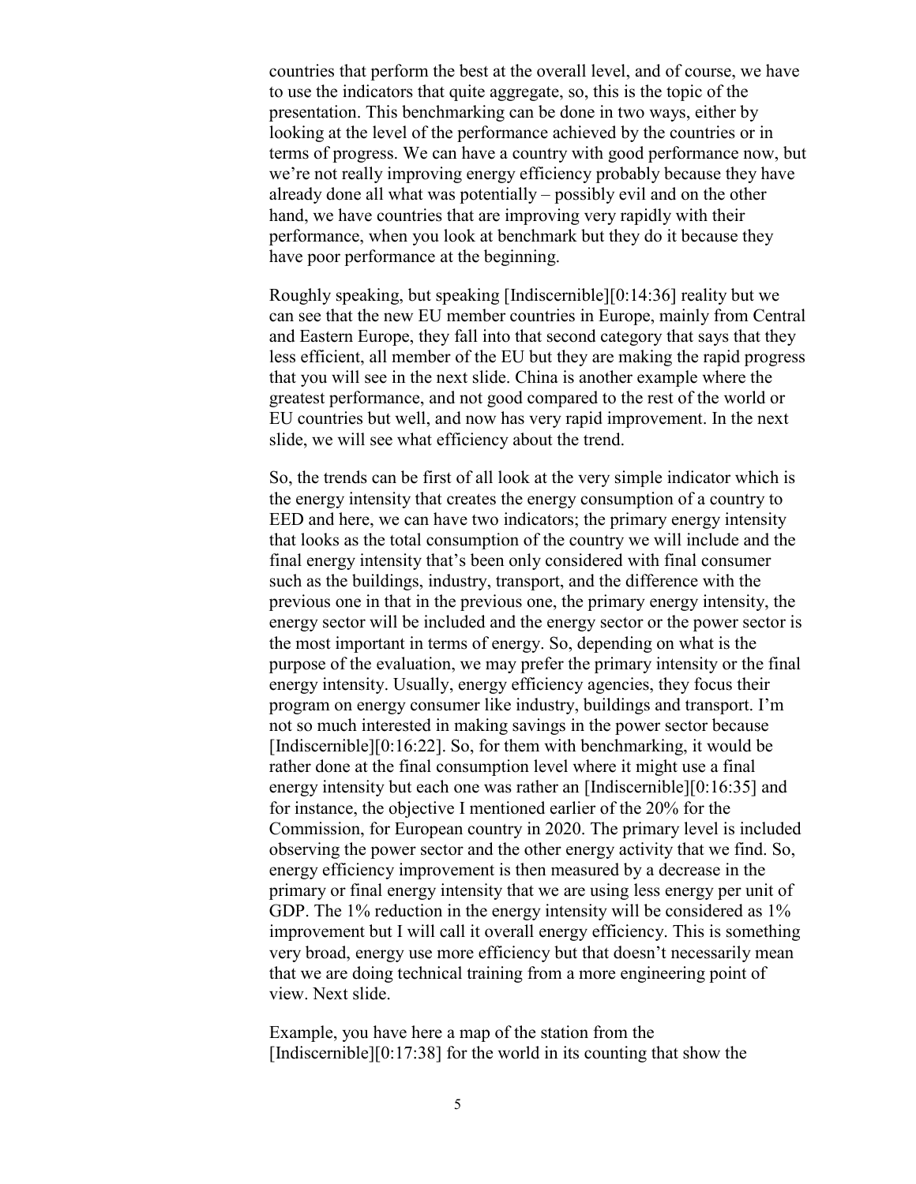countries that perform the best at the overall level, and of course, we have to use the indicators that quite aggregate, so, this is the topic of the presentation. This benchmarking can be done in two ways, either by looking at the level of the performance achieved by the countries or in terms of progress. We can have a country with good performance now, but we're not really improving energy efficiency probably because they have already done all what was potentially – possibly evil and on the other hand, we have countries that are improving very rapidly with their performance, when you look at benchmark but they do it because they have poor performance at the beginning.

Roughly speaking, but speaking [Indiscernible][0:14:36] reality but we can see that the new EU member countries in Europe, mainly from Central and Eastern Europe, they fall into that second category that says that they less efficient, all member of the EU but they are making the rapid progress that you will see in the next slide. China is another example where the greatest performance, and not good compared to the rest of the world or EU countries but well, and now has very rapid improvement. In the next slide, we will see what efficiency about the trend.

So, the trends can be first of all look at the very simple indicator which is the energy intensity that creates the energy consumption of a country to EED and here, we can have two indicators; the primary energy intensity that looks as the total consumption of the country we will include and the final energy intensity that's been only considered with final consumer such as the buildings, industry, transport, and the difference with the previous one in that in the previous one, the primary energy intensity, the energy sector will be included and the energy sector or the power sector is the most important in terms of energy. So, depending on what is the purpose of the evaluation, we may prefer the primary intensity or the final energy intensity. Usually, energy efficiency agencies, they focus their program on energy consumer like industry, buildings and transport. I'm not so much interested in making savings in the power sector because [Indiscernible][0:16:22]. So, for them with benchmarking, it would be rather done at the final consumption level where it might use a final energy intensity but each one was rather an [Indiscernible][0:16:35] and for instance, the objective I mentioned earlier of the 20% for the Commission, for European country in 2020. The primary level is included observing the power sector and the other energy activity that we find. So, energy efficiency improvement is then measured by a decrease in the primary or final energy intensity that we are using less energy per unit of GDP. The 1% reduction in the energy intensity will be considered as 1% improvement but I will call it overall energy efficiency. This is something very broad, energy use more efficiency but that doesn't necessarily mean that we are doing technical training from a more engineering point of view. Next slide.

Example, you have here a map of the station from the [Indiscernible][0:17:38] for the world in its counting that show the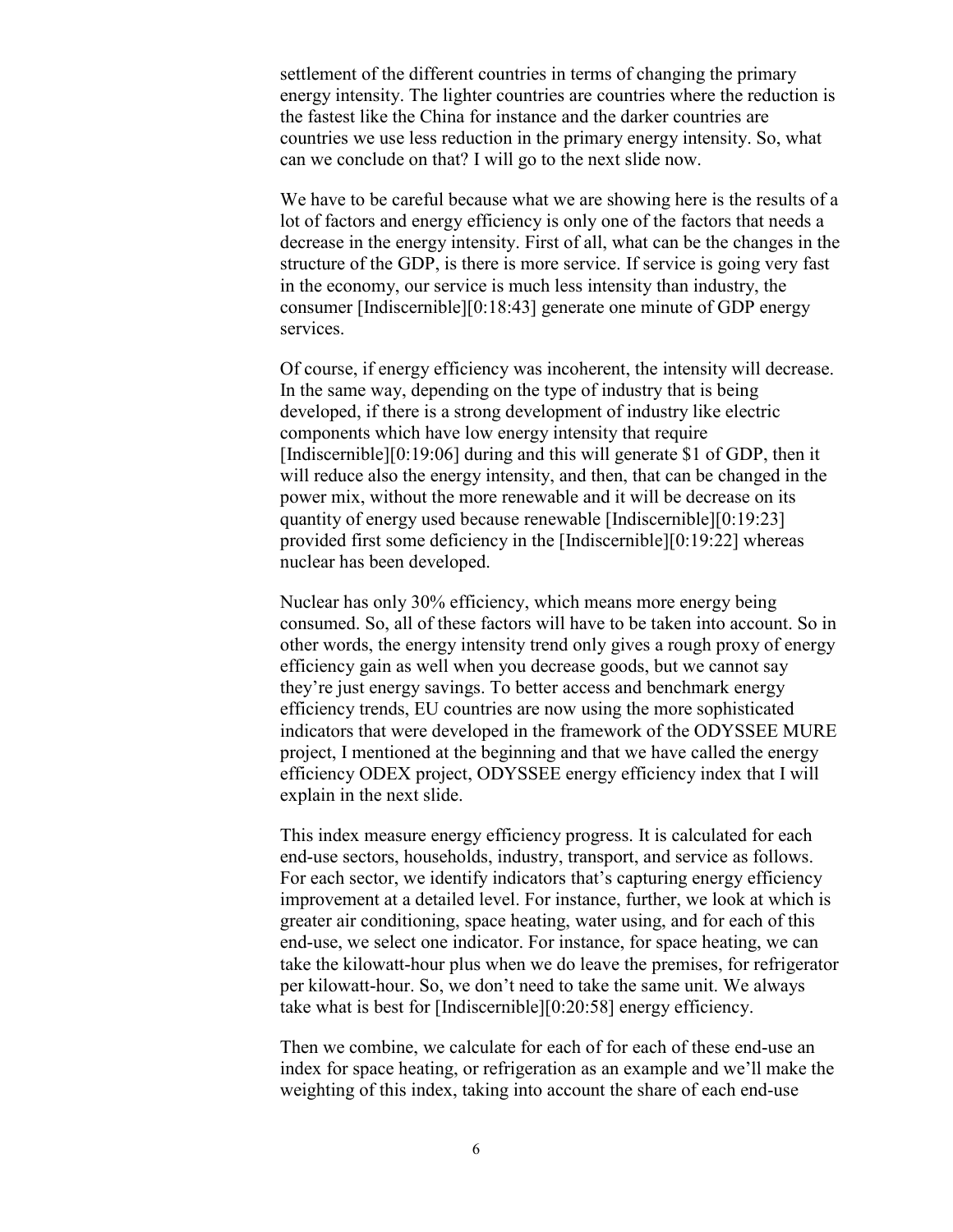settlement of the different countries in terms of changing the primary energy intensity. The lighter countries are countries where the reduction is the fastest like the China for instance and the darker countries are countries we use less reduction in the primary energy intensity. So, what can we conclude on that? I will go to the next slide now.

We have to be careful because what we are showing here is the results of a lot of factors and energy efficiency is only one of the factors that needs a decrease in the energy intensity. First of all, what can be the changes in the structure of the GDP, is there is more service. If service is going very fast in the economy, our service is much less intensity than industry, the consumer [Indiscernible][0:18:43] generate one minute of GDP energy services.

Of course, if energy efficiency was incoherent, the intensity will decrease. In the same way, depending on the type of industry that is being developed, if there is a strong development of industry like electric components which have low energy intensity that require [Indiscernible][0:19:06] during and this will generate $1 of GDP, then it will reduce also the energy intensity, and then, that can be changed in the power mix, without the more renewable and it will be decrease on its quantity of energy used because renewable [Indiscernible][0:19:23] provided first some deficiency in the [Indiscernible][0:19:22] whereas nuclear has been developed.

Nuclear has only 30% efficiency, which means more energy being consumed. So, all of these factors will have to be taken into account. So in other words, the energy intensity trend only gives a rough proxy of energy efficiency gain as well when you decrease goods, but we cannot say they're just energy savings. To better access and benchmark energy efficiency trends, EU countries are now using the more sophisticated indicators that were developed in the framework of the ODYSSEE MURE project, I mentioned at the beginning and that we have called the energy efficiency ODEX project, ODYSSEE energy efficiency index that I will explain in the next slide.

This index measure energy efficiency progress. It is calculated for each end-use sectors, households, industry, transport, and service as follows. For each sector, we identify indicators that's capturing energy efficiency improvement at a detailed level. For instance, further, we look at which is greater air conditioning, space heating, water using, and for each of this end-use, we select one indicator. For instance, for space heating, we can take the kilowatt-hour plus when we do leave the premises, for refrigerator per kilowatt-hour. So, we don't need to take the same unit. We always take what is best for [Indiscernible][0:20:58] energy efficiency.

Then we combine, we calculate for each of for each of these end-use an index for space heating, or refrigeration as an example and we'll make the weighting of this index, taking into account the share of each end-use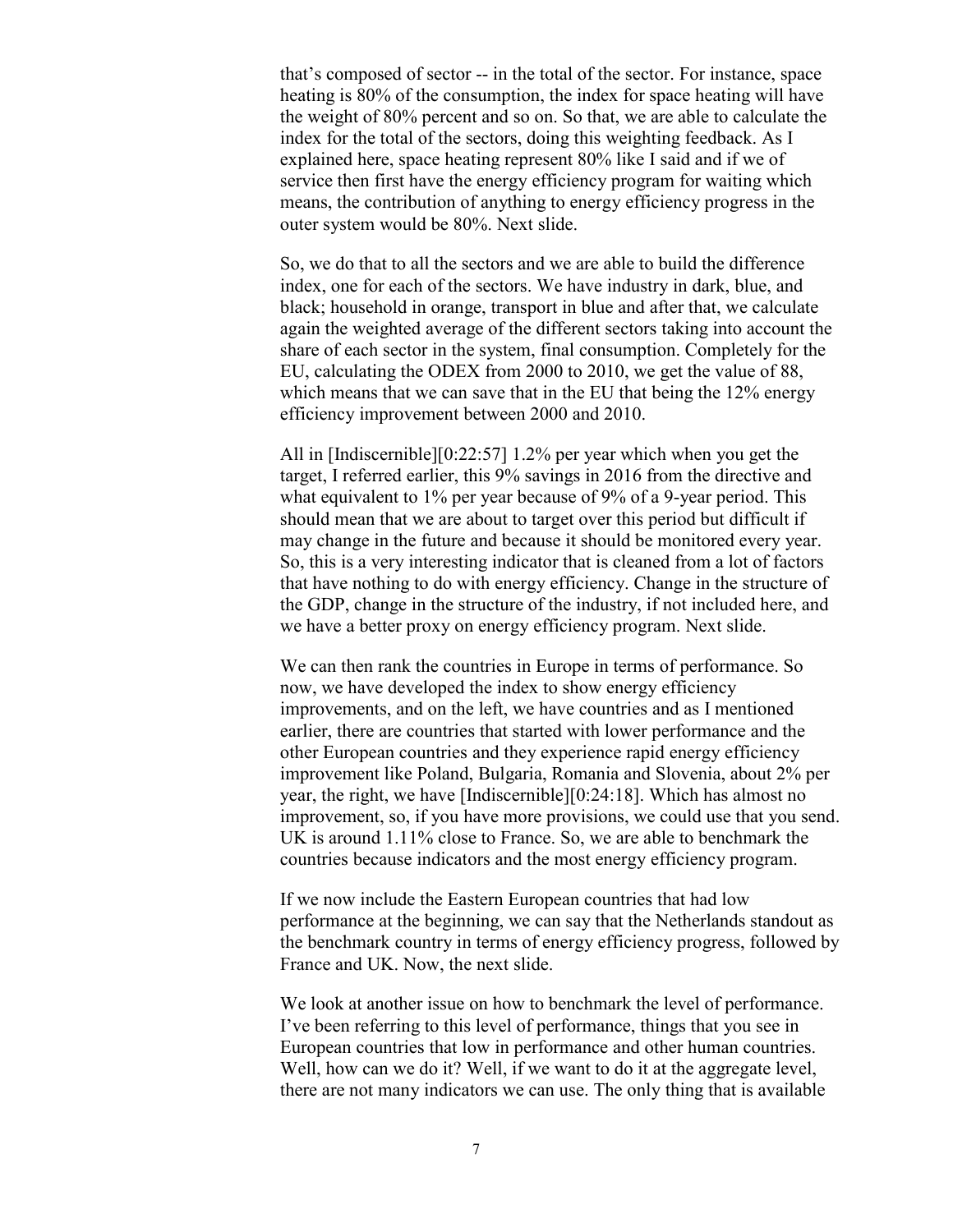that's composed of sector -- in the total of the sector. For instance, space heating is 80% of the consumption, the index for space heating will have the weight of 80% percent and so on. So that, we are able to calculate the index for the total of the sectors, doing this weighting feedback. As I explained here, space heating represent 80% like I said and if we of service then first have the energy efficiency program for waiting which means, the contribution of anything to energy efficiency progress in the outer system would be 80%. Next slide.

So, we do that to all the sectors and we are able to build the difference index, one for each of the sectors. We have industry in dark, blue, and black; household in orange, transport in blue and after that, we calculate again the weighted average of the different sectors taking into account the share of each sector in the system, final consumption. Completely for the EU, calculating the ODEX from 2000 to 2010, we get the value of 88, which means that we can save that in the EU that being the 12% energy efficiency improvement between 2000 and 2010.

All in [Indiscernible][0:22:57] 1.2% per year which when you get the target, I referred earlier, this 9% savings in 2016 from the directive and what equivalent to 1% per year because of 9% of a 9-year period. This should mean that we are about to target over this period but difficult if may change in the future and because it should be monitored every year. So, this is a very interesting indicator that is cleaned from a lot of factors that have nothing to do with energy efficiency. Change in the structure of the GDP, change in the structure of the industry, if not included here, and we have a better proxy on energy efficiency program. Next slide.

We can then rank the countries in Europe in terms of performance. So now, we have developed the index to show energy efficiency improvements, and on the left, we have countries and as I mentioned earlier, there are countries that started with lower performance and the other European countries and they experience rapid energy efficiency improvement like Poland, Bulgaria, Romania and Slovenia, about 2% per year, the right, we have [Indiscernible][0:24:18]. Which has almost no improvement, so, if you have more provisions, we could use that you send. UK is around 1.11% close to France. So, we are able to benchmark the countries because indicators and the most energy efficiency program.

If we now include the Eastern European countries that had low performance at the beginning, we can say that the Netherlands standout as the benchmark country in terms of energy efficiency progress, followed by France and UK. Now, the next slide.

We look at another issue on how to benchmark the level of performance. I've been referring to this level of performance, things that you see in European countries that low in performance and other human countries. Well, how can we do it? Well, if we want to do it at the aggregate level, there are not many indicators we can use. The only thing that is available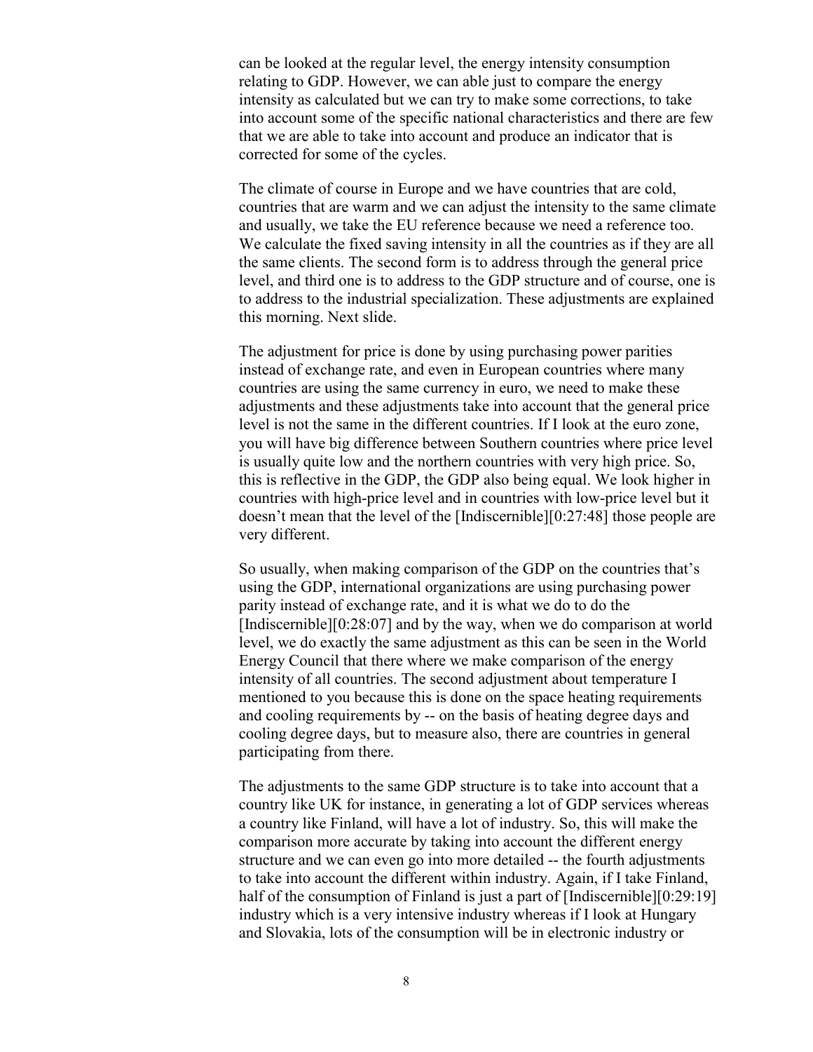can be looked at the regular level, the energy intensity consumption relating to GDP. However, we can able just to compare the energy intensity as calculated but we can try to make some corrections, to take into account some of the specific national characteristics and there are few that we are able to take into account and produce an indicator that is corrected for some of the cycles.

The climate of course in Europe and we have countries that are cold, countries that are warm and we can adjust the intensity to the same climate and usually, we take the EU reference because we need a reference too. We calculate the fixed saving intensity in all the countries as if they are all the same clients. The second form is to address through the general price level, and third one is to address to the GDP structure and of course, one is to address to the industrial specialization. These adjustments are explained this morning. Next slide.

The adjustment for price is done by using purchasing power parities instead of exchange rate, and even in European countries where many countries are using the same currency in euro, we need to make these adjustments and these adjustments take into account that the general price level is not the same in the different countries. If I look at the euro zone, you will have big difference between Southern countries where price level is usually quite low and the northern countries with very high price. So, this is reflective in the GDP, the GDP also being equal. We look higher in countries with high-price level and in countries with low-price level but it doesn't mean that the level of the [Indiscernible][0:27:48] those people are very different.

So usually, when making comparison of the GDP on the countries that's using the GDP, international organizations are using purchasing power parity instead of exchange rate, and it is what we do to do the [Indiscernible][0:28:07] and by the way, when we do comparison at world level, we do exactly the same adjustment as this can be seen in the World Energy Council that there where we make comparison of the energy intensity of all countries. The second adjustment about temperature I mentioned to you because this is done on the space heating requirements and cooling requirements by -- on the basis of heating degree days and cooling degree days, but to measure also, there are countries in general participating from there.

The adjustments to the same GDP structure is to take into account that a country like UK for instance, in generating a lot of GDP services whereas a country like Finland, will have a lot of industry. So, this will make the comparison more accurate by taking into account the different energy structure and we can even go into more detailed -- the fourth adjustments to take into account the different within industry. Again, if I take Finland, half of the consumption of Finland is just a part of [Indiscernible][0:29:19] industry which is a very intensive industry whereas if I look at Hungary and Slovakia, lots of the consumption will be in electronic industry or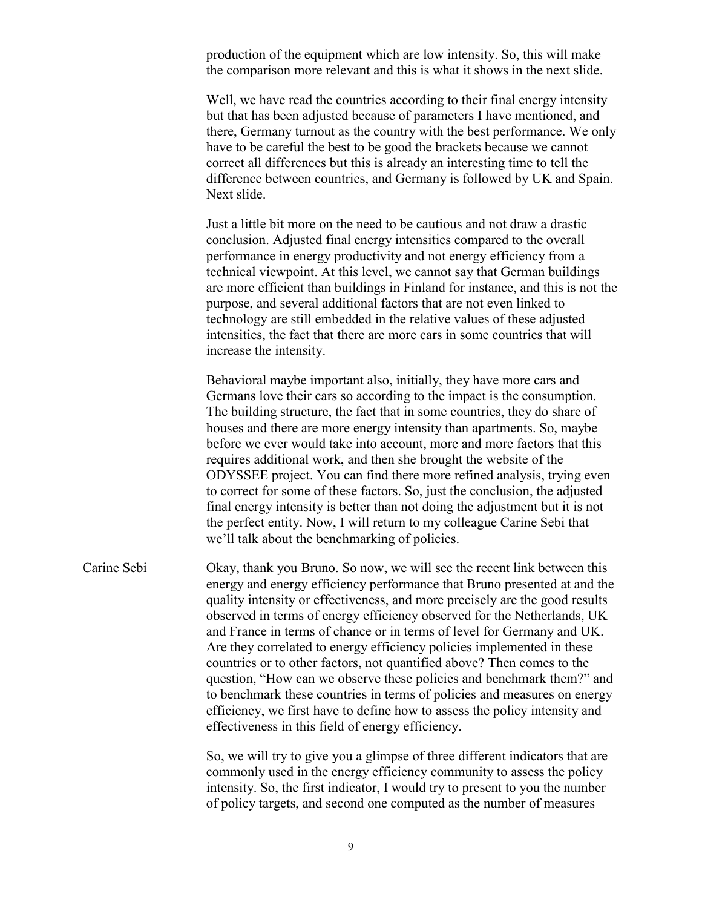production of the equipment which are low intensity. So, this will make the comparison more relevant and this is what it shows in the next slide.

Well, we have read the countries according to their final energy intensity but that has been adjusted because of parameters I have mentioned, and there, Germany turnout as the country with the best performance. We only have to be careful the best to be good the brackets because we cannot correct all differences but this is already an interesting time to tell the difference between countries, and Germany is followed by UK and Spain. Next slide.

Just a little bit more on the need to be cautious and not draw a drastic conclusion. Adjusted final energy intensities compared to the overall performance in energy productivity and not energy efficiency from a technical viewpoint. At this level, we cannot say that German buildings are more efficient than buildings in Finland for instance, and this is not the purpose, and several additional factors that are not even linked to technology are still embedded in the relative values of these adjusted intensities, the fact that there are more cars in some countries that will increase the intensity.

Behavioral maybe important also, initially, they have more cars and Germans love their cars so according to the impact is the consumption. The building structure, the fact that in some countries, they do share of houses and there are more energy intensity than apartments. So, maybe before we ever would take into account, more and more factors that this requires additional work, and then she brought the website of the ODYSSEE project. You can find there more refined analysis, trying even to correct for some of these factors. So, just the conclusion, the adjusted final energy intensity is better than not doing the adjustment but it is not the perfect entity. Now, I will return to my colleague Carine Sebi that we'll talk about the benchmarking of policies.

**Carine Sebi** Okay, thank you Bruno. So now, we will see the recent link between this energy and energy efficiency performance that Bruno presented at and the quality intensity or effectiveness, and more precisely are the good results observed in terms of energy efficiency observed for the Netherlands, UK and France in terms of chance or in terms of level for Germany and UK. Are they correlated to energy efficiency policies implemented in these countries or to other factors, not quantified above? Then comes to the question, "How can we observe these policies and benchmark them?" and to benchmark these countries in terms of policies and measures on energy efficiency, we first have to define how to assess the policy intensity and effectiveness in this field of energy efficiency.

So, we will try to give you a glimpse of three different indicators that are commonly used in the energy efficiency community to assess the policy intensity. So, the first indicator, I would try to present to you the number of policy targets, and second one computed as the number of measures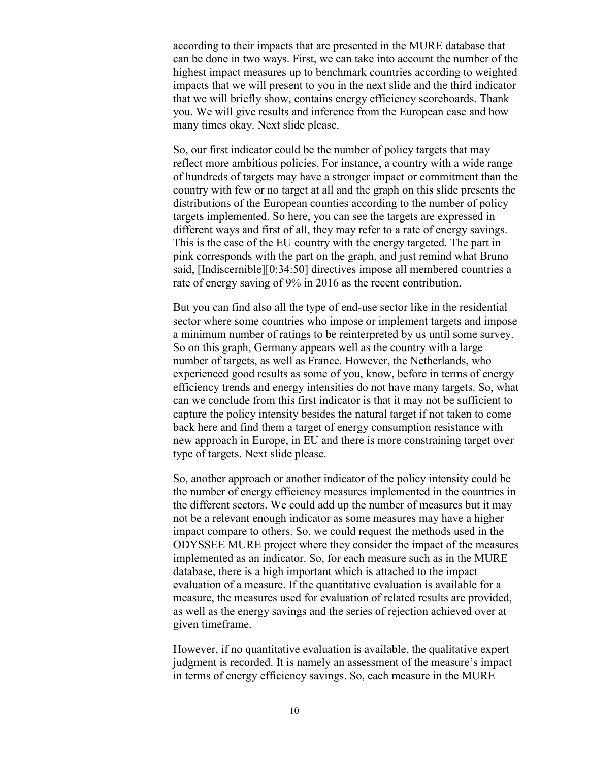according to their impacts that are presented in the MURE database that can be done in two ways. First, we can take into account the number of the highest impact measures up to benchmark countries according to weighted impacts that we will present to you in the next slide and the third indicator that we will briefly show, contains energy efficiency scoreboards. Thank you. We will give results and inference from the European case and how many times okay. Next slide please.

So, our first indicator could be the number of policy targets that may reflect more ambitious policies. For instance, a country with a wide range of hundreds of targets may have a stronger impact or commitment than the country with few or no target at all and the graph on this slide presents the distributions of the European counties according to the number of policy targets implemented. So here, you can see the targets are expressed in different ways and first of all, they may refer to a rate of energy savings. This is the case of the EU country with the energy targeted. The part in pink corresponds with the part on the graph, and just remind what Bruno said, [Indiscernible][0:34:50] directives impose all membered countries a rate of energy saving of 9% in 2016 as the recent contribution.

But you can find also all the type of end-use sector like in the residential sector where some countries who impose or implement targets and impose a minimum number of ratings to be reinterpreted by us until some survey. So on this graph, Germany appears well as the country with a large number of targets, as well as France. However, the Netherlands, who experienced good results as some of you, know, before in terms of energy efficiency trends and energy intensities do not have many targets. So, what can we conclude from this first indicator is that it may not be sufficient to capture the policy intensity besides the natural target if not taken to come back here and find them a target of energy consumption resistance with new approach in Europe, in EU and there is more constraining target over type of targets. Next slide please.

So, another approach or another indicator of the policy intensity could be the number of energy efficiency measures implemented in the countries in the different sectors. We could add up the number of measures but it may not be a relevant enough indicator as some measures may have a higher impact compare to others. So, we could request the methods used in the ODYSSEE MURE project where they consider the impact of the measures implemented as an indicator. So, for each measure such as in the MURE database, there is a high important which is attached to the impact evaluation of a measure. If the quantitative evaluation is available for a measure, the measures used for evaluation of related results are provided, as well as the energy savings and the series of rejection achieved over at given timeframe.

However, if no quantitative evaluation is available, the qualitative expert judgment is recorded. It is namely an assessment of the measure's impact in terms of energy efficiency savings. So, each measure in the MURE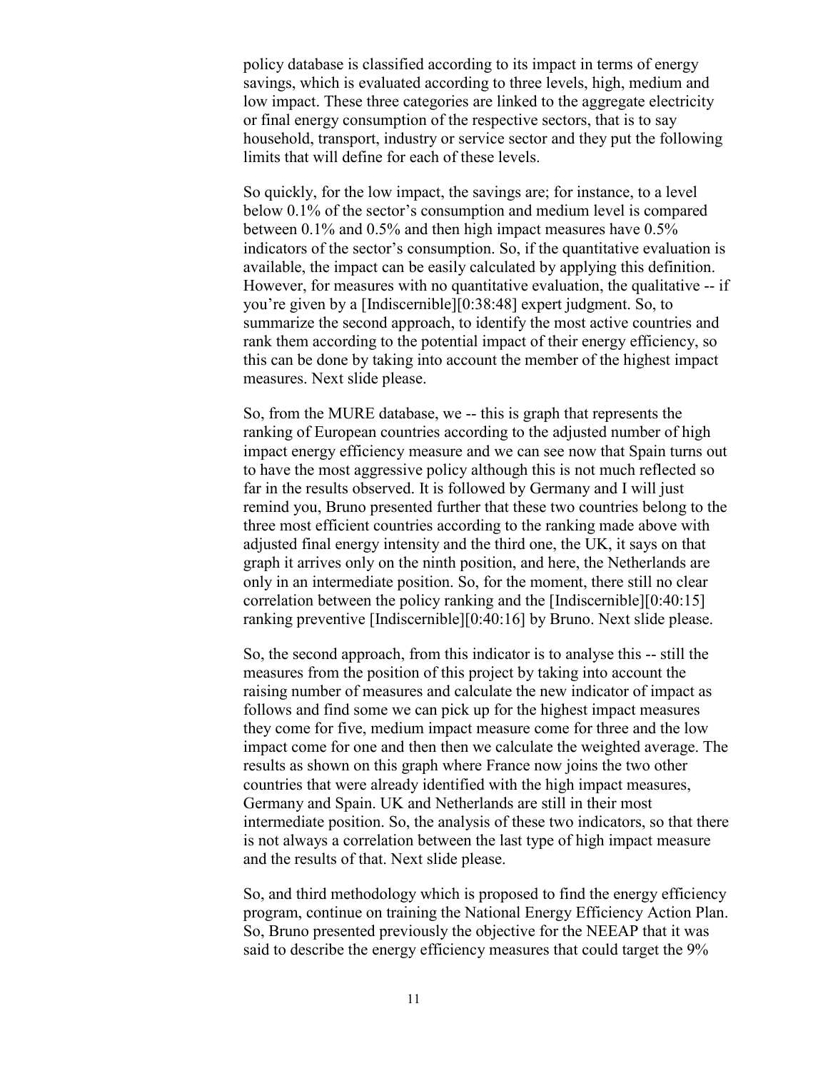policy database is classified according to its impact in terms of energy savings, which is evaluated according to three levels, high, medium and low impact. These three categories are linked to the aggregate electricity or final energy consumption of the respective sectors, that is to say household, transport, industry or service sector and they put the following limits that will define for each of these levels.

So quickly, for the low impact, the savings are; for instance, to a level below 0.1% of the sector's consumption and medium level is compared between 0.1% and 0.5% and then high impact measures have 0.5% indicators of the sector's consumption. So, if the quantitative evaluation is available, the impact can be easily calculated by applying this definition. However, for measures with no quantitative evaluation, the qualitative -- if you're given by a [Indiscernible][0:38:48] expert judgment. So, to summarize the second approach, to identify the most active countries and rank them according to the potential impact of their energy efficiency, so this can be done by taking into account the member of the highest impact measures. Next slide please.

So, from the MURE database, we -- this is graph that represents the ranking of European countries according to the adjusted number of high impact energy efficiency measure and we can see now that Spain turns out to have the most aggressive policy although this is not much reflected so far in the results observed. It is followed by Germany and I will just remind you, Bruno presented further that these two countries belong to the three most efficient countries according to the ranking made above with adjusted final energy intensity and the third one, the UK, it says on that graph it arrives only on the ninth position, and here, the Netherlands are only in an intermediate position. So, for the moment, there still no clear correlation between the policy ranking and the [Indiscernible][0:40:15] ranking preventive [Indiscernible][0:40:16] by Bruno. Next slide please.

So, the second approach, from this indicator is to analyse this -- still the measures from the position of this project by taking into account the raising number of measures and calculate the new indicator of impact as follows and find some we can pick up for the highest impact measures they come for five, medium impact measure come for three and the low impact come for one and then then we calculate the weighted average. The results as shown on this graph where France now joins the two other countries that were already identified with the high impact measures, Germany and Spain. UK and Netherlands are still in their most intermediate position. So, the analysis of these two indicators, so that there is not always a correlation between the last type of high impact measure and the results of that. Next slide please.

So, and third methodology which is proposed to find the energy efficiency program, continue on training the National Energy Efficiency Action Plan. So, Bruno presented previously the objective for the NEEAP that it was said to describe the energy efficiency measures that could target the 9%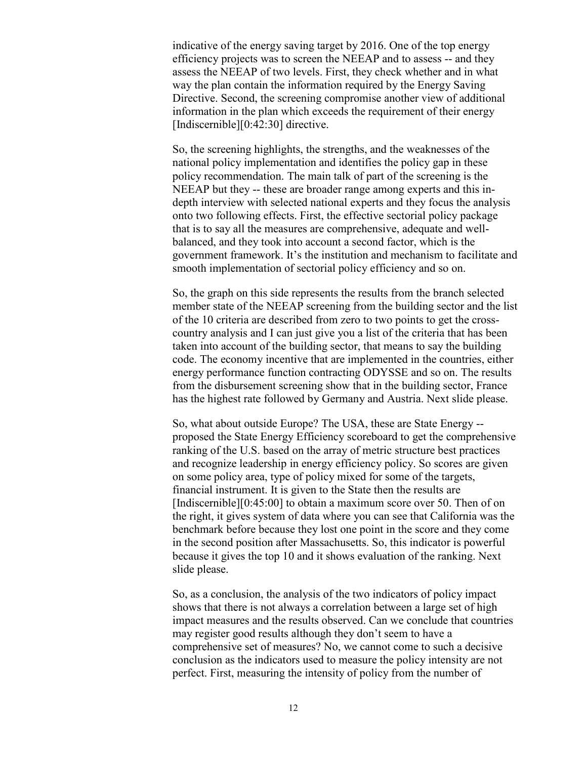indicative of the energy saving target by 2016. One of the top energy efficiency projects was to screen the NEEAP and to assess -- and they assess the NEEAP of two levels. First, they check whether and in what way the plan contain the information required by the Energy Saving Directive. Second, the screening compromise another view of additional information in the plan which exceeds the requirement of their energy [Indiscernible][0:42:30] directive.

So, the screening highlights, the strengths, and the weaknesses of the national policy implementation and identifies the policy gap in these policy recommendation. The main talk of part of the screening is the NEEAP but they -- these are broader range among experts and this in-depth interview with selected national experts and they focus the analysis onto two following effects. First, the effective sectorial policy package that is to say all the measures are comprehensive, adequate and well-balanced, and they took into account a second factor, which is the government framework. It's the institution and mechanism to facilitate and smooth implementation of sectorial policy efficiency and so on.

So, the graph on this side represents the results from the branch selected member state of the NEEAP screening from the building sector and the list of the 10 criteria are described from zero to two points to get the cross-country analysis and I can just give you a list of the criteria that has been taken into account of the building sector, that means to say the building code. The economy incentive that are implemented in the countries, either energy performance function contracting ODYSSE and so on. The results from the disbursement screening show that in the building sector, France has the highest rate followed by Germany and Austria. Next slide please.

So, what about outside Europe? The USA, these are State Energy -- proposed the State Energy Efficiency scoreboard to get the comprehensive ranking of the U.S. based on the array of metric structure best practices and recognize leadership in energy efficiency policy. So scores are given on some policy area, type of policy mixed for some of the targets, financial instrument. It is given to the State then the results are [Indiscernible][0:45:00] to obtain a maximum score over 50. Then of on the right, it gives system of data where you can see that California was the benchmark before because they lost one point in the score and they come in the second position after Massachusetts. So, this indicator is powerful because it gives the top 10 and it shows evaluation of the ranking. Next slide please.

So, as a conclusion, the analysis of the two indicators of policy impact shows that there is not always a correlation between a large set of high impact measures and the results observed. Can we conclude that countries may register good results although they don't seem to have a comprehensive set of measures? No, we cannot come to such a decisive conclusion as the indicators used to measure the policy intensity are not perfect. First, measuring the intensity of policy from the number of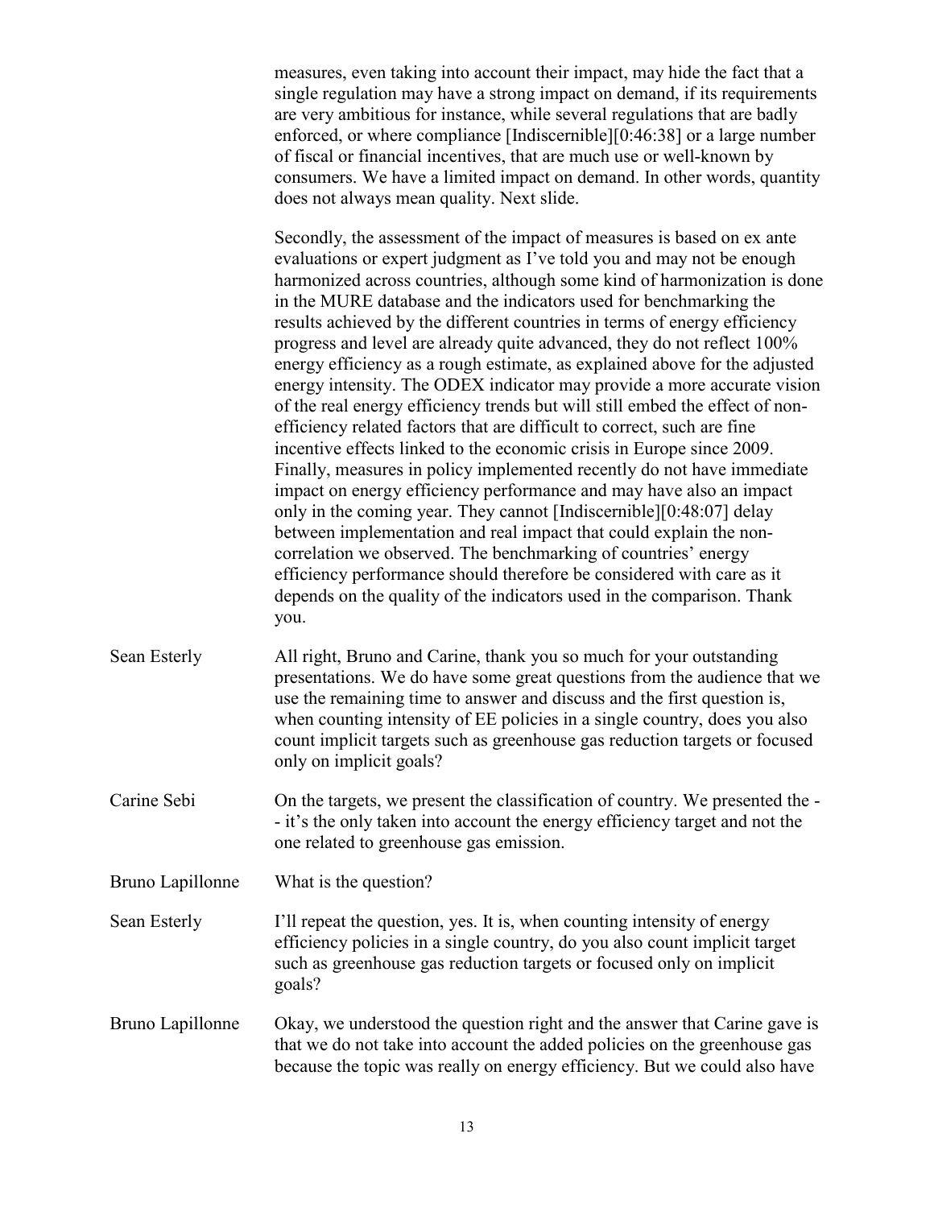measures, even taking into account their impact, may hide the fact that a single regulation may have a strong impact on demand, if its requirements are very ambitious for instance, while several regulations that are badly enforced, or where compliance [Indiscernible][0:46:38] or a large number of fiscal or financial incentives, that are much use or well-known by consumers. We have a limited impact on demand. In other words, quantity does not always mean quality. Next slide.

Secondly, the assessment of the impact of measures is based on ex ante evaluations or expert judgment as I've told you and may not be enough harmonized across countries, although some kind of harmonization is done in the MURE database and the indicators used for benchmarking the results achieved by the different countries in terms of energy efficiency progress and level are already quite advanced, they do not reflect 100% energy efficiency as a rough estimate, as explained above for the adjusted energy intensity. The ODEX indicator may provide a more accurate vision of the real energy efficiency trends but will still embed the effect of non-efficiency related factors that are difficult to correct, such are fine incentive effects linked to the economic crisis in Europe since 2009. Finally, measures in policy implemented recently do not have immediate impact on energy efficiency performance and may have also an impact only in the coming year. They cannot [Indiscernible][0:48:07] delay between implementation and real impact that could explain the non-correlation we observed. The benchmarking of countries' energy efficiency performance should therefore be considered with care as it depends on the quality of the indicators used in the comparison. Thank you.

Sean Esterly: All right, Bruno and Carine, thank you so much for your outstanding presentations. We do have some great questions from the audience that we use the remaining time to answer and discuss and the first question is, when counting intensity of EE policies in a single country, does you also count implicit targets such as greenhouse gas reduction targets or focused only on implicit goals?

Carine Sebi: On the targets, we present the classification of country. We presented the -- it's the only taken into account the energy efficiency target and not the one related to greenhouse gas emission.

Bruno Lapillonne: What is the question?

Sean Esterly: I'll repeat the question, yes. It is, when counting intensity of energy efficiency policies in a single country, do you also count implicit target such as greenhouse gas reduction targets or focused only on implicit goals?

Bruno Lapillonne: Okay, we understood the question right and the answer that Carine gave is that we do not take into account the added policies on the greenhouse gas because the topic was really on energy efficiency. But we could also have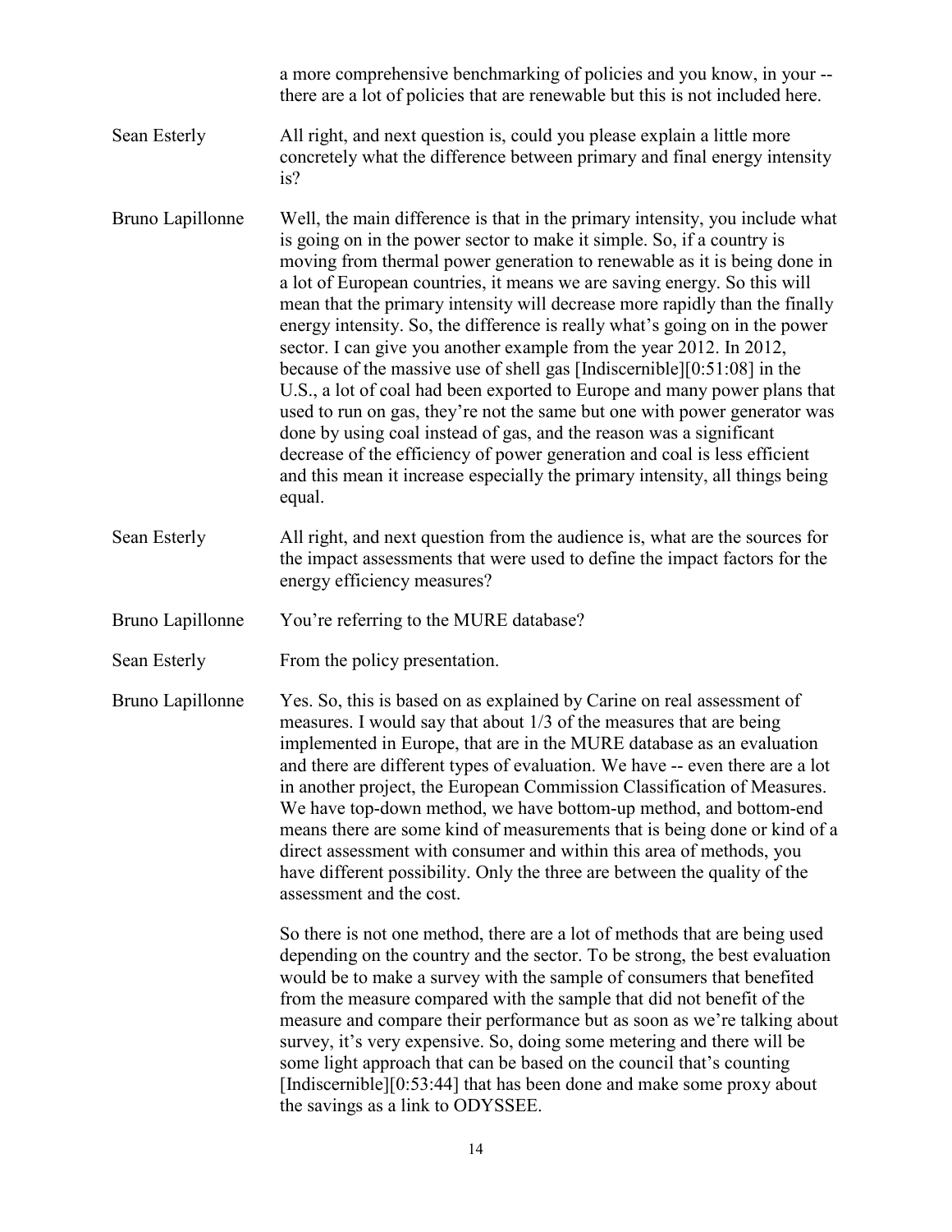a more comprehensive benchmarking of policies and you know, in your -- there are a lot of policies that are renewable but this is not included here.

Sean Esterly: All right, and next question is, could you please explain a little more concretely what the difference between primary and final energy intensity is?

Bruno Lapillonne: Well, the main difference is that in the primary intensity, you include what is going on in the power sector to make it simple. So, if a country is moving from thermal power generation to renewable as it is being done in a lot of European countries, it means we are saving energy. So this will mean that the primary intensity will decrease more rapidly than the finally energy intensity. So, the difference is really what's going on in the power sector. I can give you another example from the year 2012. In 2012, because of the massive use of shell gas [Indiscernible][0:51:08] in the U.S., a lot of coal had been exported to Europe and many power plans that used to run on gas, they're not the same but one with power generator was done by using coal instead of gas, and the reason was a significant decrease of the efficiency of power generation and coal is less efficient and this mean it increase especially the primary intensity, all things being equal.

Sean Esterly: All right, and next question from the audience is, what are the sources for the impact assessments that were used to define the impact factors for the energy efficiency measures?

Bruno Lapillonne: You're referring to the MURE database?

Sean Esterly: From the policy presentation.

Bruno Lapillonne: Yes. So, this is based on as explained by Carine on real assessment of measures. I would say that about 1/3 of the measures that are being implemented in Europe, that are in the MURE database as an evaluation and there are different types of evaluation. We have -- even there are a lot in another project, the European Commission Classification of Measures. We have top-down method, we have bottom-up method, and bottom-end means there are some kind of measurements that is being done or kind of a direct assessment with consumer and within this area of methods, you have different possibility. Only the three are between the quality of the assessment and the cost.

So there is not one method, there are a lot of methods that are being used depending on the country and the sector. To be strong, the best evaluation would be to make a survey with the sample of consumers that benefited from the measure compared with the sample that did not benefit of the measure and compare their performance but as soon as we're talking about survey, it's very expensive. So, doing some metering and there will be some light approach that can be based on the council that's counting [Indiscernible][0:53:44] that has been done and make some proxy about the savings as a link to ODYSSEE.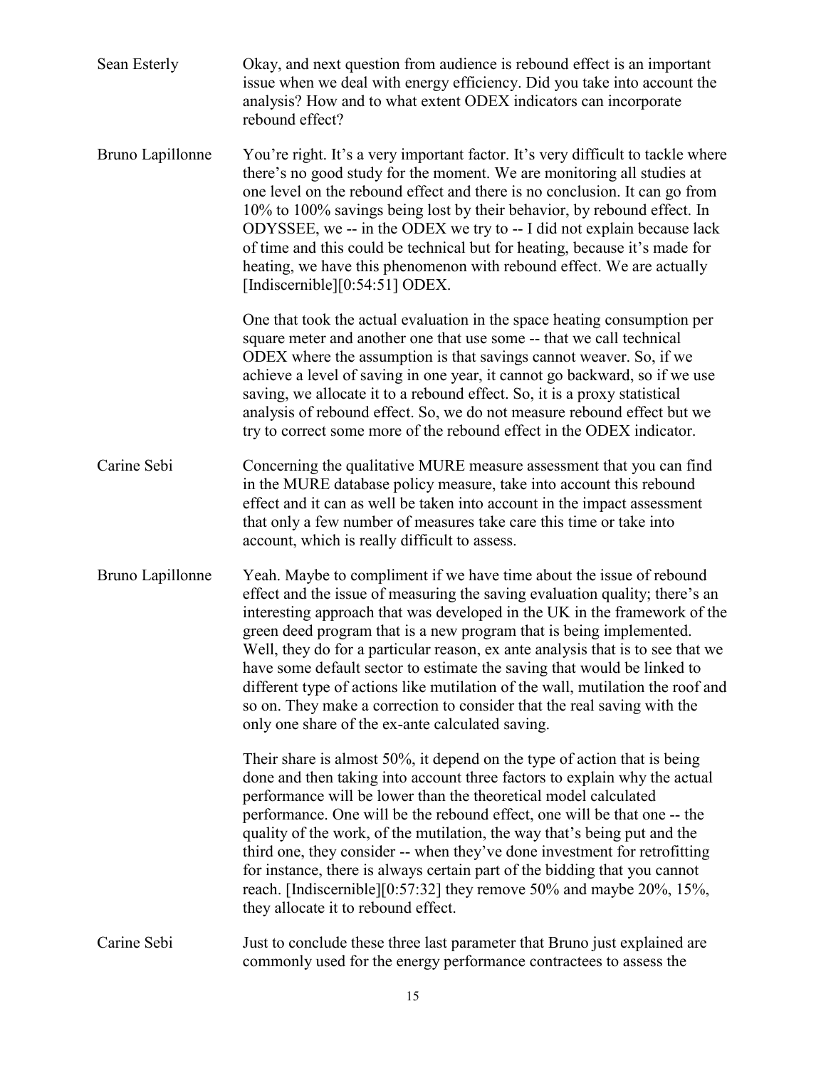**Sean Esterly** Okay, and next question from audience is rebound effect is an important issue when we deal with energy efficiency. Did you take into account the analysis? How and to what extent ODEX indicators can incorporate rebound effect?

**Bruno Lapillonne** You're right. It's a very important factor. It's very difficult to tackle where there's no good study for the moment. We are monitoring all studies at one level on the rebound effect and there is no conclusion. It can go from 10% to 100% savings being lost by their behavior, by rebound effect. In ODYSSEE, we -- in the ODEX we try to -- I did not explain because lack of time and this could be technical but for heating, because it's made for heating, we have this phenomenon with rebound effect. We are actually [Indiscernible][0:54:51] ODEX.

One that took the actual evaluation in the space heating consumption per square meter and another one that use some -- that we call technical ODEX where the assumption is that savings cannot weaver. So, if we achieve a level of saving in one year, it cannot go backward, so if we use saving, we allocate it to a rebound effect. So, it is a proxy statistical analysis of rebound effect. So, we do not measure rebound effect but we try to correct some more of the rebound effect in the ODEX indicator.

**Carine Sebi** Concerning the qualitative MURE measure assessment that you can find in the MURE database policy measure, take into account this rebound effect and it can as well be taken into account in the impact assessment that only a few number of measures take care this time or take into account, which is really difficult to assess.

**Bruno Lapillonne** Yeah. Maybe to compliment if we have time about the issue of rebound effect and the issue of measuring the saving evaluation quality; there's an interesting approach that was developed in the UK in the framework of the green deed program that is a new program that is being implemented. Well, they do for a particular reason, ex ante analysis that is to see that we have some default sector to estimate the saving that would be linked to different type of actions like mutilation of the wall, mutilation the roof and so on. They make a correction to consider that the real saving with the only one share of the ex-ante calculated saving.

Their share is almost 50%, it depend on the type of action that is being done and then taking into account three factors to explain why the actual performance will be lower than the theoretical model calculated performance. One will be the rebound effect, one will be that one -- the quality of the work, of the mutilation, the way that's being put and the third one, they consider -- when they've done investment for retrofitting for instance, there is always certain part of the bidding that you cannot reach. [Indiscernible][0:57:32] they remove 50% and maybe 20%, 15%, they allocate it to rebound effect.

**Carine Sebi** Just to conclude these three last parameter that Bruno just explained are commonly used for the energy performance contractees to assess the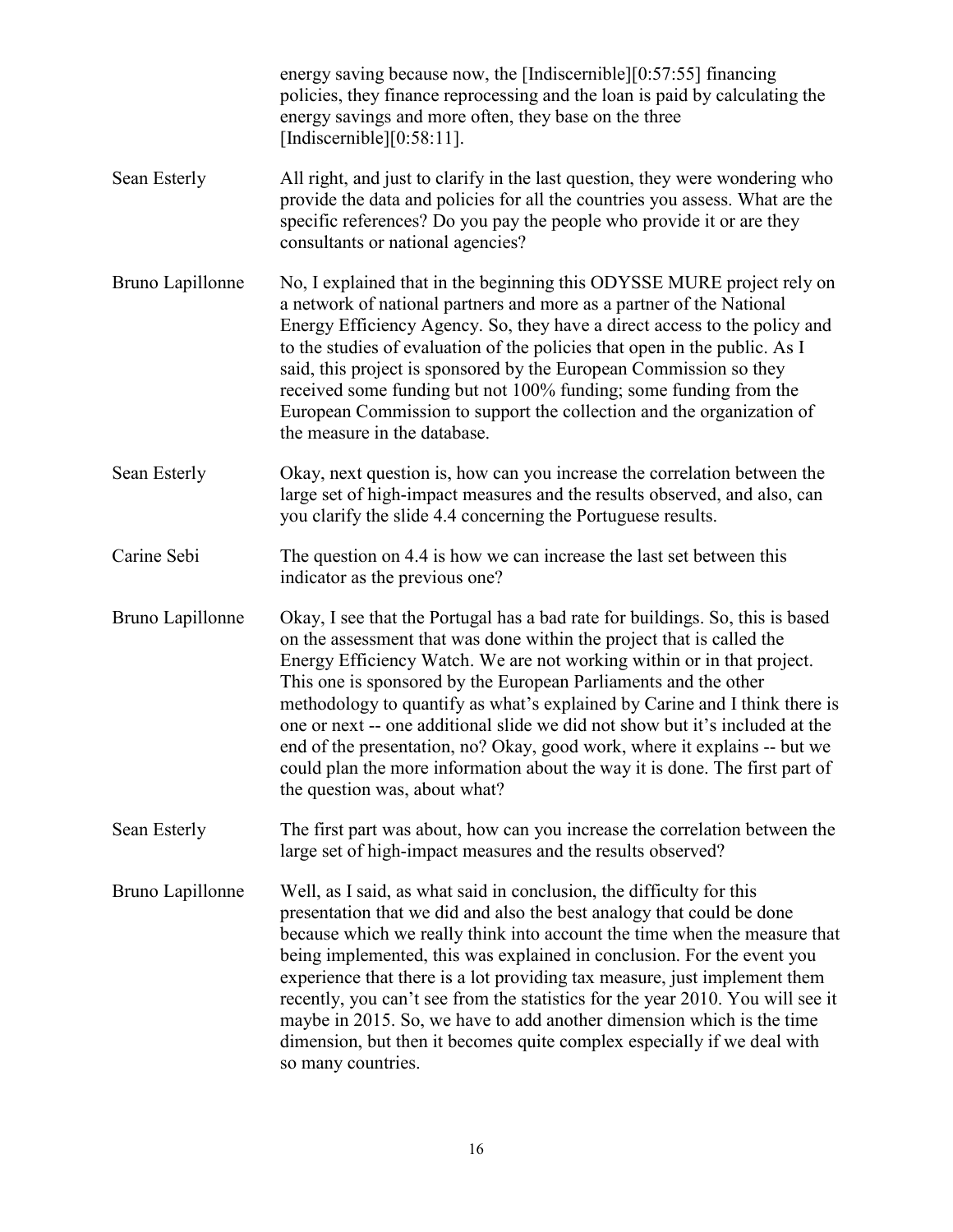energy saving because now, the [Indiscernible][0:57:55] financing policies, they finance reprocessing and the loan is paid by calculating the energy savings and more often, they base on the three [Indiscernible][0:58:11].

**Sean Esterly:** All right, and just to clarify in the last question, they were wondering who provide the data and policies for all the countries you assess. What are the specific references? Do you pay the people who provide it or are they consultants or national agencies?

**Bruno Lapillonne:** No, I explained that in the beginning this ODYSSE MURE project rely on a network of national partners and more as a partner of the National Energy Efficiency Agency. So, they have a direct access to the policy and to the studies of evaluation of the policies that open in the public. As I said, this project is sponsored by the European Commission so they received some funding but not 100% funding; some funding from the European Commission to support the collection and the organization of the measure in the database.

**Sean Esterly:** Okay, next question is, how can you increase the correlation between the large set of high-impact measures and the results observed, and also, can you clarify the slide 4.4 concerning the Portuguese results.

**Carine Sebi:** The question on 4.4 is how we can increase the last set between this indicator as the previous one?

**Bruno Lapillonne:** Okay, I see that the Portugal has a bad rate for buildings. So, this is based on the assessment that was done within the project that is called the Energy Efficiency Watch. We are not working within or in that project. This one is sponsored by the European Parliaments and the other methodology to quantify as what's explained by Carine and I think there is one or next -- one additional slide we did not show but it's included at the end of the presentation, no? Okay, good work, where it explains -- but we could plan the more information about the way it is done. The first part of the question was, about what?

**Sean Esterly:** The first part was about, how can you increase the correlation between the large set of high-impact measures and the results observed?

**Bruno Lapillonne:** Well, as I said, as what said in conclusion, the difficulty for this presentation that we did and also the best analogy that could be done because which we really think into account the time when the measure that being implemented, this was explained in conclusion. For the event you experience that there is a lot providing tax measure, just implement them recently, you can't see from the statistics for the year 2010. You will see it maybe in 2015. So, we have to add another dimension which is the time dimension, but then it becomes quite complex especially if we deal with so many countries.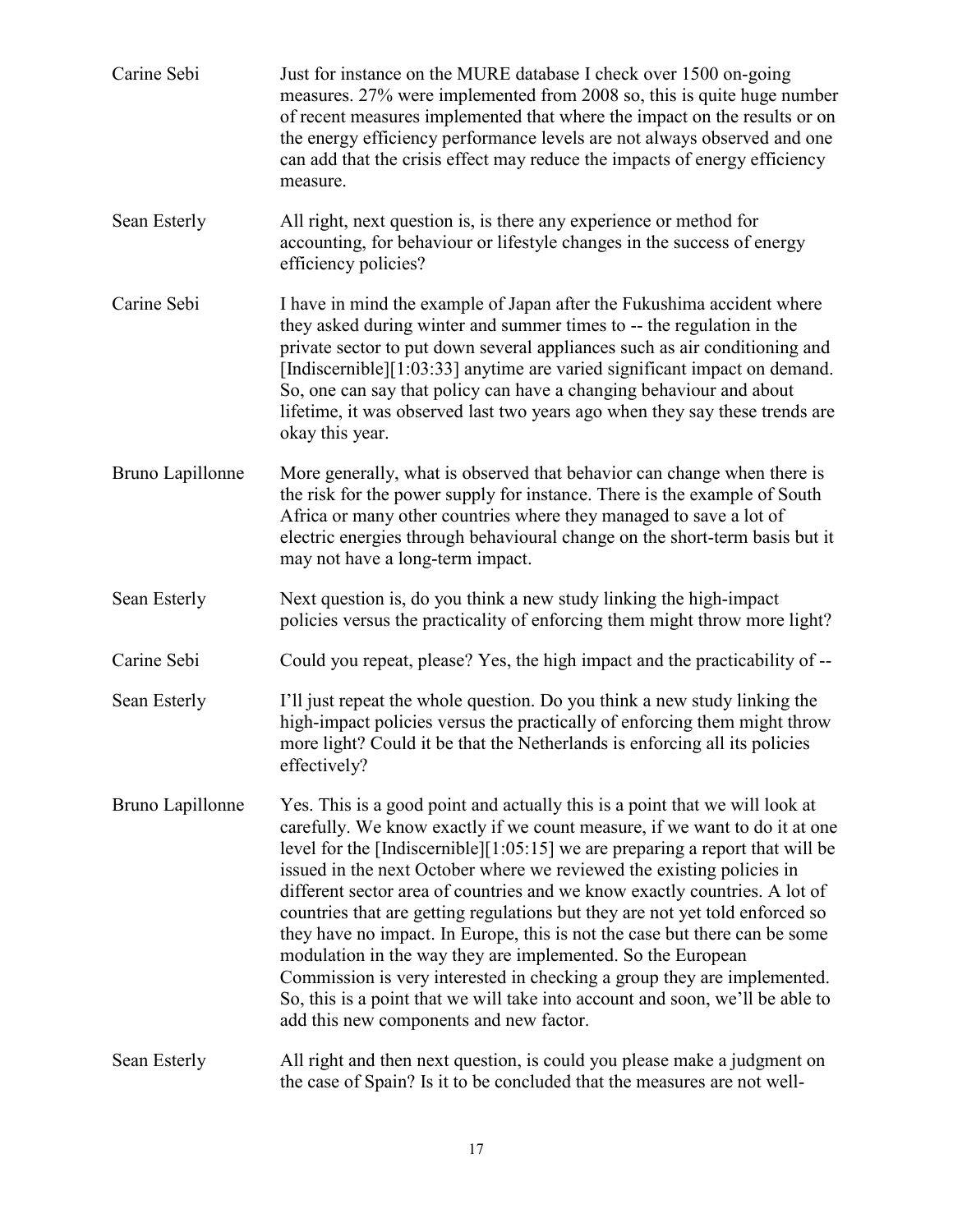| | |
|---|---|
| Carine Sebi | Just for instance on the MURE database I check over 1500 on-going measures. 27% were implemented from 2008 so, this is quite huge number of recent measures implemented that where the impact on the results or on the energy efficiency performance levels are not always observed and one can add that the crisis effect may reduce the impacts of energy efficiency measure. |
| Sean Esterly | All right, next question is, is there any experience or method for accounting, for behaviour or lifestyle changes in the success of energy efficiency policies? |
| Carine Sebi | I have in mind the example of Japan after the Fukushima accident where they asked during winter and summer times to -- the regulation in the private sector to put down several appliances such as air conditioning and [Indiscernible][1:03:33] anytime are varied significant impact on demand. So, one can say that policy can have a changing behaviour and about lifetime, it was observed last two years ago when they say these trends are okay this year. |
| Bruno Lapillonne | More generally, what is observed that behavior can change when there is the risk for the power supply for instance. There is the example of South Africa or many other countries where they managed to save a lot of electric energies through behavioural change on the short-term basis but it may not have a long-term impact. |
| Sean Esterly | Next question is, do you think a new study linking the high-impact policies versus the practicality of enforcing them might throw more light? |
| Carine Sebi | Could you repeat, please? Yes, the high impact and the practicability of -- |
| Sean Esterly | I'll just repeat the whole question. Do you think a new study linking the high-impact policies versus the practically of enforcing them might throw more light? Could it be that the Netherlands is enforcing all its policies effectively? |
| Bruno Lapillonne | Yes. This is a good point and actually this is a point that we will look at carefully. We know exactly if we count measure, if we want to do it at one level for the [Indiscernible][1:05:15] we are preparing a report that will be issued in the next October where we reviewed the existing policies in different sector area of countries and we know exactly countries. A lot of countries that are getting regulations but they are not yet told enforced so they have no impact. In Europe, this is not the case but there can be some modulation in the way they are implemented. So the European Commission is very interested in checking a group they are implemented. So, this is a point that we will take into account and soon, we'll be able to add this new components and new factor. |
| Sean Esterly | All right and then next question, is could you please make a judgment on the case of Spain? Is it to be concluded that the measures are not well- |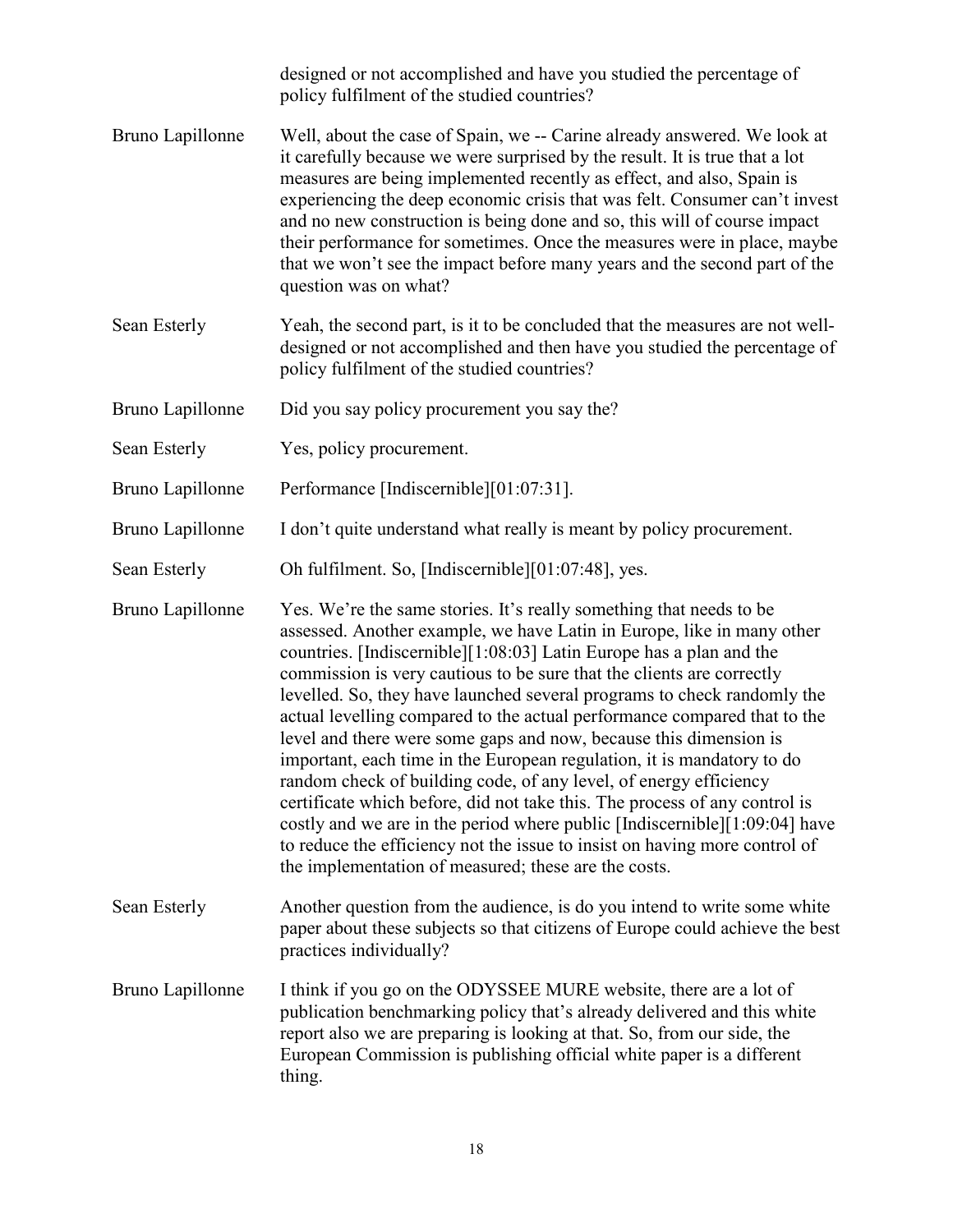designed or not accomplished and have you studied the percentage of policy fulfilment of the studied countries?

Bruno Lapillonne Well, about the case of Spain, we -- Carine already answered. We look at it carefully because we were surprised by the result. It is true that a lot measures are being implemented recently as effect, and also, Spain is experiencing the deep economic crisis that was felt. Consumer can't invest and no new construction is being done and so, this will of course impact their performance for sometimes. Once the measures were in place, maybe that we won't see the impact before many years and the second part of the question was on what?

Sean Esterly Yeah, the second part, is it to be concluded that the measures are not well-designed or not accomplished and then have you studied the percentage of policy fulfilment of the studied countries?

Bruno Lapillonne Did you say policy procurement you say the?

Sean Esterly Yes, policy procurement.

Bruno Lapillonne Performance [Indiscernible][01:07:31].

Bruno Lapillonne I don't quite understand what really is meant by policy procurement.

Sean Esterly Oh fulfilment. So, [Indiscernible][01:07:48], yes.

Bruno Lapillonne Yes. We're the same stories. It's really something that needs to be assessed. Another example, we have Latin in Europe, like in many other countries. [Indiscernible][1:08:03] Latin Europe has a plan and the commission is very cautious to be sure that the clients are correctly levelled. So, they have launched several programs to check randomly the actual levelling compared to the actual performance compared that to the level and there were some gaps and now, because this dimension is important, each time in the European regulation, it is mandatory to do random check of building code, of any level, of energy efficiency certificate which before, did not take this. The process of any control is costly and we are in the period where public [Indiscernible][1:09:04] have to reduce the efficiency not the issue to insist on having more control of the implementation of measured; these are the costs.

Sean Esterly Another question from the audience, is do you intend to write some white paper about these subjects so that citizens of Europe could achieve the best practices individually?

Bruno Lapillonne I think if you go on the ODYSSEE MURE website, there are a lot of publication benchmarking policy that's already delivered and this white report also we are preparing is looking at that. So, from our side, the European Commission is publishing official white paper is a different thing.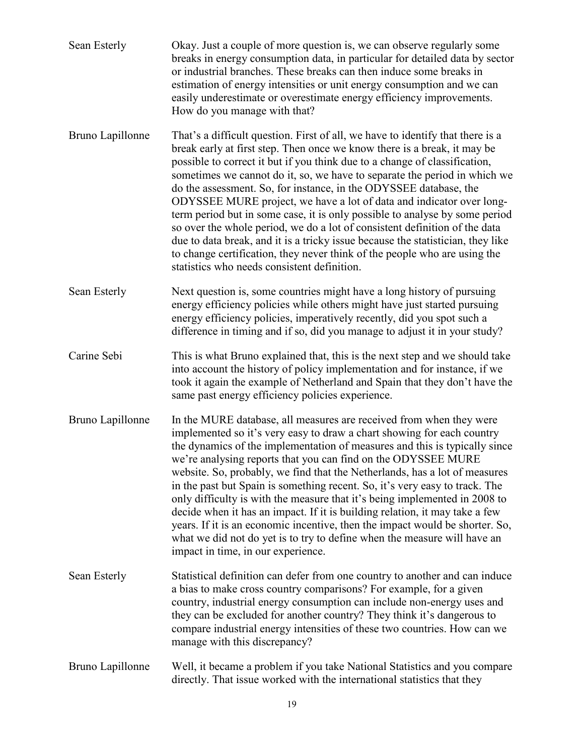**Sean Esterly** Okay. Just a couple of more question is, we can observe regularly some breaks in energy consumption data, in particular for detailed data by sector or industrial branches. These breaks can then induce some breaks in estimation of energy intensities or unit energy consumption and we can easily underestimate or overestimate energy efficiency improvements. How do you manage with that?

**Bruno Lapillonne** That's a difficult question. First of all, we have to identify that there is a break early at first step. Then once we know there is a break, it may be possible to correct it but if you think due to a change of classification, sometimes we cannot do it, so, we have to separate the period in which we do the assessment. So, for instance, in the ODYSSEE database, the ODYSSEE MURE project, we have a lot of data and indicator over long-term period but in some case, it is only possible to analyse by some period so over the whole period, we do a lot of consistent definition of the data due to data break, and it is a tricky issue because the statistician, they like to change certification, they never think of the people who are using the statistics who needs consistent definition.

**Sean Esterly** Next question is, some countries might have a long history of pursuing energy efficiency policies while others might have just started pursuing energy efficiency policies, imperatively recently, did you spot such a difference in timing and if so, did you manage to adjust it in your study?

**Carine Sebi** This is what Bruno explained that, this is the next step and we should take into account the history of policy implementation and for instance, if we took it again the example of Netherland and Spain that they don't have the same past energy efficiency policies experience.

**Bruno Lapillonne** In the MURE database, all measures are received from when they were implemented so it's very easy to draw a chart showing for each country the dynamics of the implementation of measures and this is typically since we're analysing reports that you can find on the ODYSSEE MURE website. So, probably, we find that the Netherlands, has a lot of measures in the past but Spain is something recent. So, it's very easy to track. The only difficulty is with the measure that it's being implemented in 2008 to decide when it has an impact. If it is building relation, it may take a few years. If it is an economic incentive, then the impact would be shorter. So, what we did not do yet is to try to define when the measure will have an impact in time, in our experience.

**Sean Esterly** Statistical definition can defer from one country to another and can induce a bias to make cross country comparisons? For example, for a given country, industrial energy consumption can include non-energy uses and they can be excluded for another country? They think it's dangerous to compare industrial energy intensities of these two countries. How can we manage with this discrepancy?

**Bruno Lapillonne** Well, it became a problem if you take National Statistics and you compare directly. That issue worked with the international statistics that they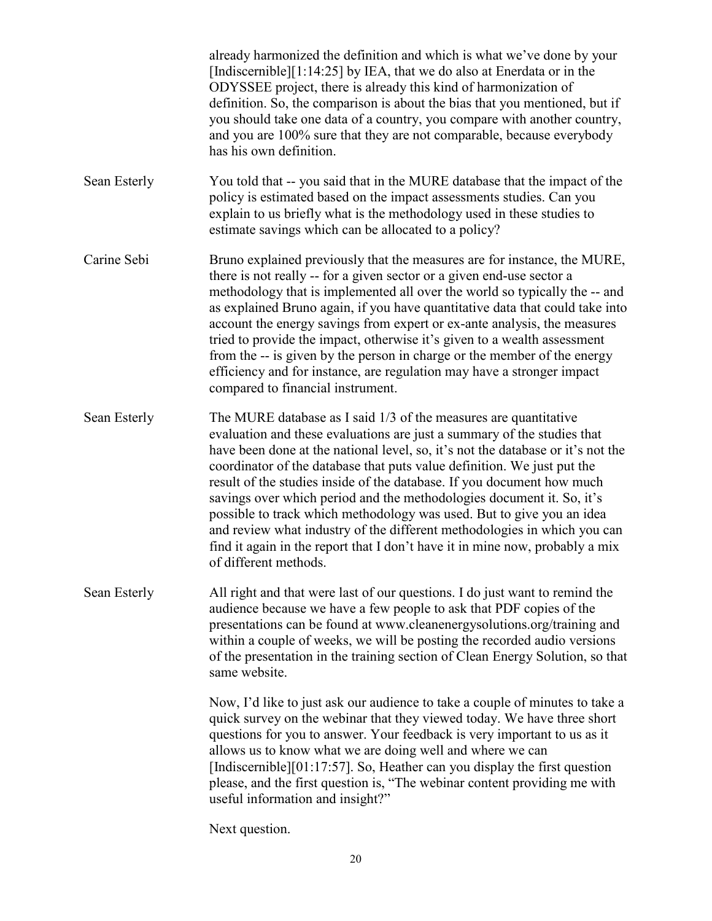already harmonized the definition and which is what we've done by your [Indiscernible][1:14:25] by IEA, that we do also at Enerdata or in the ODYSSEE project, there is already this kind of harmonization of definition. So, the comparison is about the bias that you mentioned, but if you should take one data of a country, you compare with another country, and you are 100% sure that they are not comparable, because everybody has his own definition.

Sean Esterly You told that -- you said that in the MURE database that the impact of the policy is estimated based on the impact assessments studies. Can you explain to us briefly what is the methodology used in these studies to estimate savings which can be allocated to a policy?

Carine Sebi Bruno explained previously that the measures are for instance, the MURE, there is not really -- for a given sector or a given end-use sector a methodology that is implemented all over the world so typically the -- and as explained Bruno again, if you have quantitative data that could take into account the energy savings from expert or ex-ante analysis, the measures tried to provide the impact, otherwise it's given to a wealth assessment from the -- is given by the person in charge or the member of the energy efficiency and for instance, are regulation may have a stronger impact compared to financial instrument.

Sean Esterly The MURE database as I said 1/3 of the measures are quantitative evaluation and these evaluations are just a summary of the studies that have been done at the national level, so, it's not the database or it's not the coordinator of the database that puts value definition. We just put the result of the studies inside of the database. If you document how much savings over which period and the methodologies document it. So, it's possible to track which methodology was used. But to give you an idea and review what industry of the different methodologies in which you can find it again in the report that I don't have it in mine now, probably a mix of different methods.

Sean Esterly All right and that were last of our questions. I do just want to remind the audience because we have a few people to ask that PDF copies of the presentations can be found at www.cleanenergysolutions.org/training and within a couple of weeks, we will be posting the recorded audio versions of the presentation in the training section of Clean Energy Solution, so that same website.

Now, I'd like to just ask our audience to take a couple of minutes to take a quick survey on the webinar that they viewed today. We have three short questions for you to answer. Your feedback is very important to us as it allows us to know what we are doing well and where we can [Indiscernible][01:17:57]. So, Heather can you display the first question please, and the first question is, "The webinar content providing me with useful information and insight?"

Next question.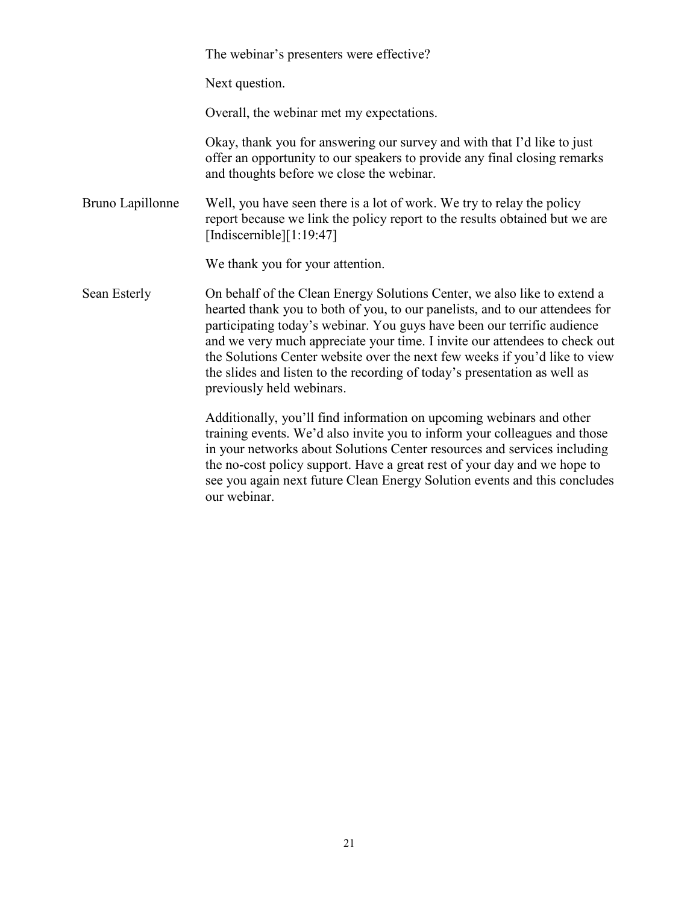The webinar's presenters were effective?

Next question.

Overall, the webinar met my expectations.

Okay, thank you for answering our survey and with that I'd like to just offer an opportunity to our speakers to provide any final closing remarks and thoughts before we close the webinar.

**Bruno Lapillonne** Well, you have seen there is a lot of work. We try to relay the policy report because we link the policy report to the results obtained but we are [Indiscernible][1:19:47]

We thank you for your attention.

**Sean Esterly** On behalf of the Clean Energy Solutions Center, we also like to extend a hearted thank you to both of you, to our panelists, and to our attendees for participating today's webinar. You guys have been our terrific audience and we very much appreciate your time. I invite our attendees to check out the Solutions Center website over the next few weeks if you'd like to view the slides and listen to the recording of today's presentation as well as previously held webinars.

Additionally, you'll find information on upcoming webinars and other training events. We'd also invite you to inform your colleagues and those in your networks about Solutions Center resources and services including the no-cost policy support. Have a great rest of your day and we hope to see you again next future Clean Energy Solution events and this concludes our webinar.